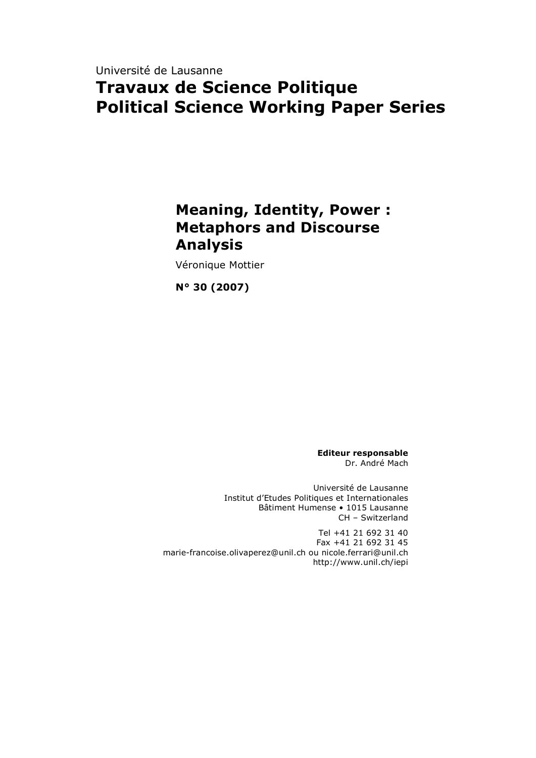Université de Lausanne

# Travaux de Science Politique
# Political Science Working Paper Series

## Meaning, Identity, Power : Metaphors and Discourse Analysis

Véronique Mottier

**N° 30 (2007)**

**Editeur responsable**
Dr. André Mach

Université de Lausanne
Institut d'Etudes Politiques et Internationales
Bâtiment Humense • 1015 Lausanne
CH – Switzerland

Tel +41 21 692 31 40
Fax +41 21 692 31 45
marie-francoise.olivaperez@unil.ch ou nicole.ferrari@unil.ch
http://www.unil.ch/iepi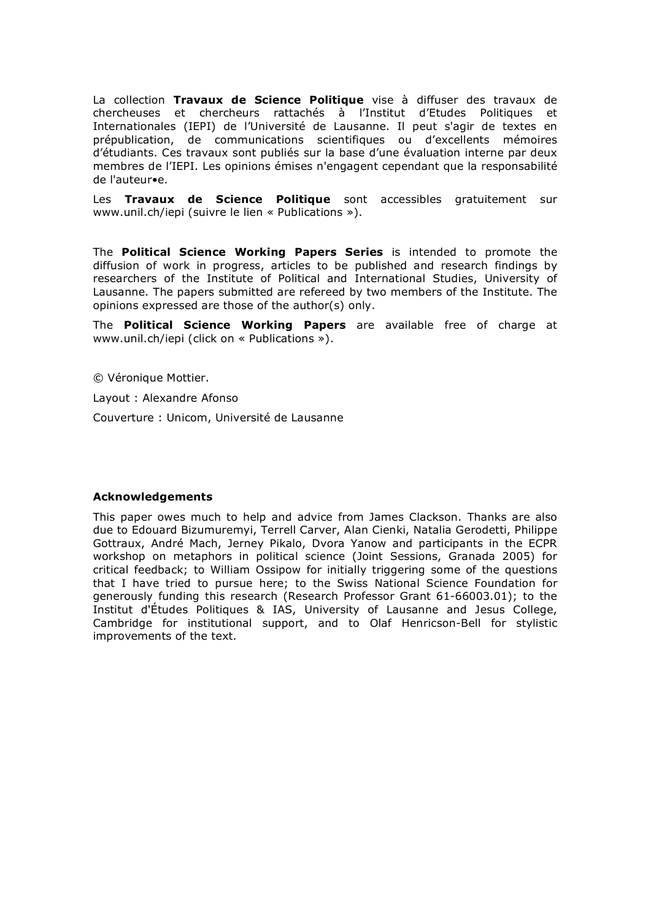La collection **Travaux de Science Politique** vise à diffuser des travaux de chercheuses et chercheurs rattachés à l'Institut d'Etudes Politiques et Internationales (IEPI) de l'Université de Lausanne. Il peut s'agir de textes en prépublication, de communications scientifiques ou d'excellents mémoires d'étudiants. Ces travaux sont publiés sur la base d'une évaluation interne par deux membres de l'IEPI. Les opinions émises n'engagent cependant que la responsabilité de l'auteur•e.

Les **Travaux de Science Politique** sont accessibles gratuitement sur www.unil.ch/iepi (suivre le lien « Publications »).

The **Political Science Working Papers Series** is intended to promote the diffusion of work in progress, articles to be published and research findings by researchers of the Institute of Political and International Studies, University of Lausanne. The papers submitted are refereed by two members of the Institute. The opinions expressed are those of the author(s) only.

The **Political Science Working Papers** are available free of charge at www.unil.ch/iepi (click on « Publications »).

© Véronique Mottier.

Layout : Alexandre Afonso

Couverture : Unicom, Université de Lausanne

**Acknowledgements**

This paper owes much to help and advice from James Clackson. Thanks are also due to Edouard Bizumuremyi, Terrell Carver, Alan Cienki, Natalia Gerodetti, Philippe Gottraux, André Mach, Jerney Pikalo, Dvora Yanow and participants in the ECPR workshop on metaphors in political science (Joint Sessions, Granada 2005) for critical feedback; to William Ossipow for initially triggering some of the questions that I have tried to pursue here; to the Swiss National Science Foundation for generously funding this research (Research Professor Grant 61-66003.01); to the Institut d'Études Politiques & IAS, University of Lausanne and Jesus College, Cambridge for institutional support, and to Olaf Henricson-Bell for stylistic improvements of the text.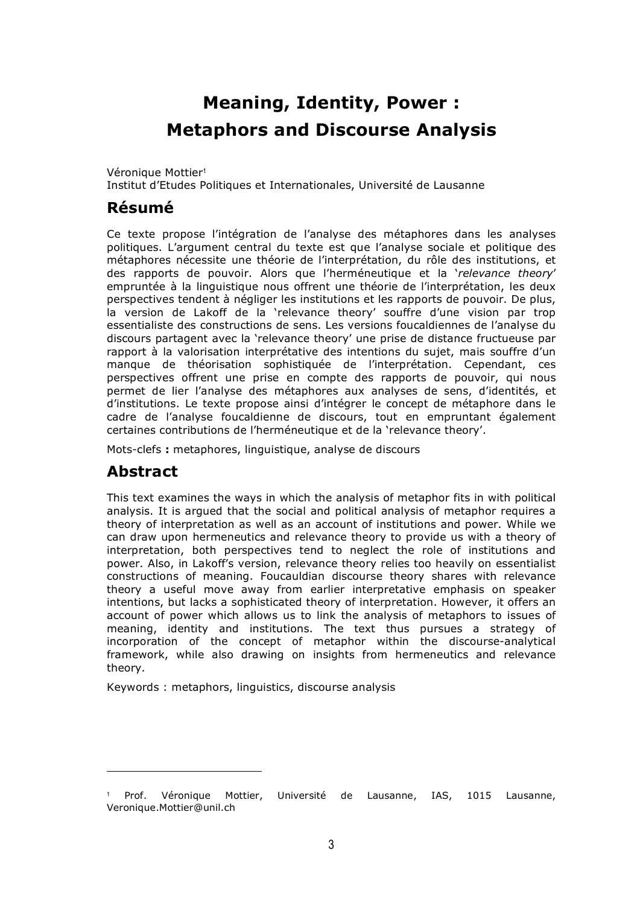# Meaning, Identity, Power : Metaphors and Discourse Analysis

Véronique Mottier[1]
Institut d'Etudes Politiques et Internationales, Université de Lausanne

## Résumé

Ce texte propose l'intégration de l'analyse des métaphores dans les analyses politiques. L'argument central du texte est que l'analyse sociale et politique des métaphores nécessite une théorie de l'interprétation, du rôle des institutions, et des rapports de pouvoir. Alors que l'herméneutique et la '*relevance theory*' empruntée à la linguistique nous offrent une théorie de l'interprétation, les deux perspectives tendent à négliger les institutions et les rapports de pouvoir. De plus, la version de Lakoff de la 'relevance theory' souffre d'une vision par trop essentialiste des constructions de sens. Les versions foucaldiennes de l'analyse du discours partagent avec la 'relevance theory' une prise de distance fructueuse par rapport à la valorisation interprétative des intentions du sujet, mais souffre d'un manque de théorisation sophistiquée de l'interprétation. Cependant, ces perspectives offrent une prise en compte des rapports de pouvoir, qui nous permet de lier l'analyse des métaphores aux analyses de sens, d'identités, et d'institutions. Le texte propose ainsi d'intégrer le concept de métaphore dans le cadre de l'analyse foucaldienne de discours, tout en empruntant également certaines contributions de l'herméneutique et de la 'relevance theory'.

Mots-clefs **:** metaphores, linguistique, analyse de discours

## Abstract

This text examines the ways in which the analysis of metaphor fits in with political analysis. It is argued that the social and political analysis of metaphor requires a theory of interpretation as well as an account of institutions and power. While we can draw upon hermeneutics and relevance theory to provide us with a theory of interpretation, both perspectives tend to neglect the role of institutions and power. Also, in Lakoff's version, relevance theory relies too heavily on essentialist constructions of meaning. Foucauldian discourse theory shares with relevance theory a useful move away from earlier interpretative emphasis on speaker intentions, but lacks a sophisticated theory of interpretation. However, it offers an account of power which allows us to link the analysis of metaphors to issues of meaning, identity and institutions. The text thus pursues a strategy of incorporation of the concept of metaphor within the discourse-analytical framework, while also drawing on insights from hermeneutics and relevance theory.

Keywords : metaphors, linguistics, discourse analysis

---

[1] Prof. Véronique Mottier, Université de Lausanne, IAS, 1015 Lausanne, Veronique.Mottier@unil.ch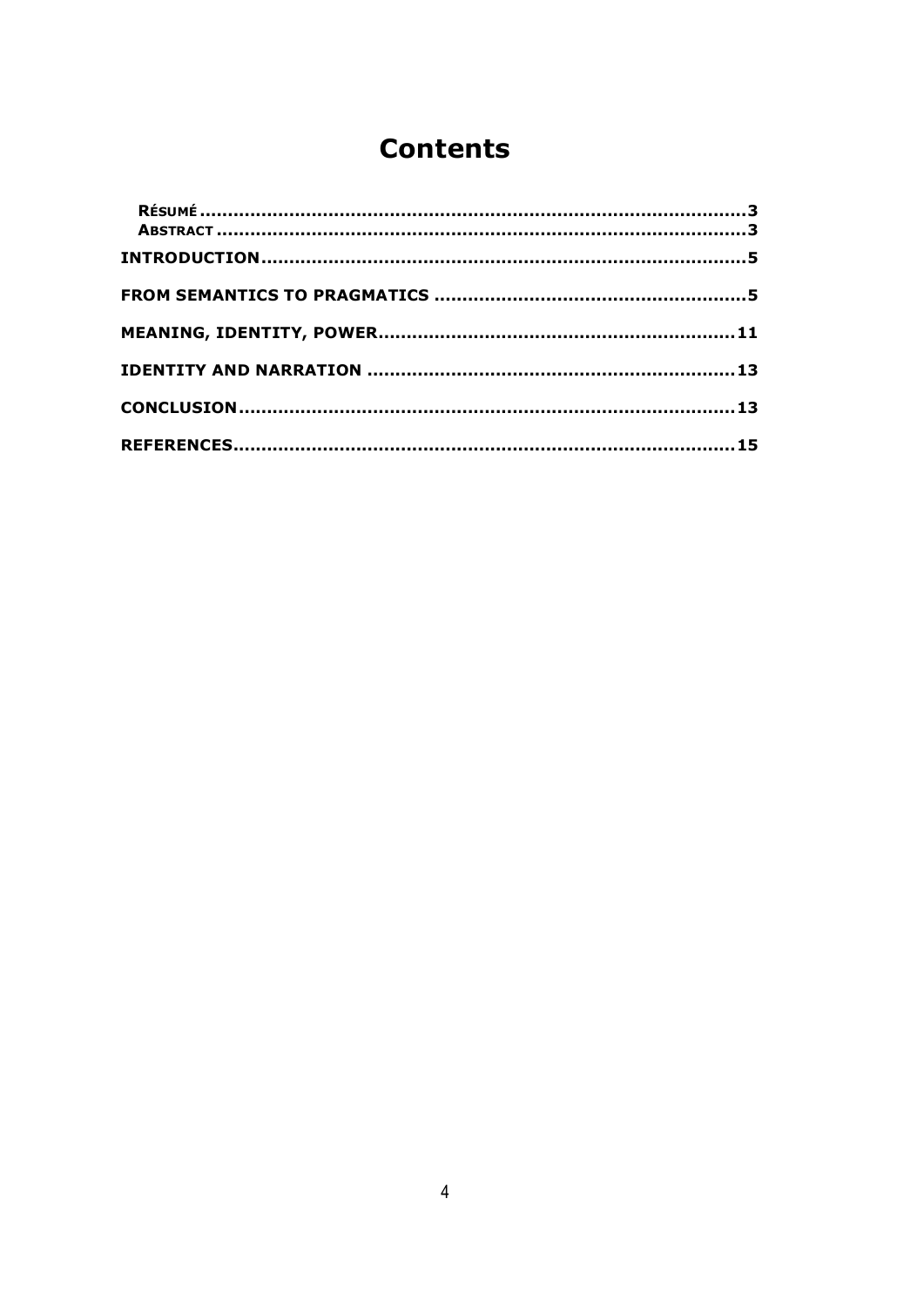# Contents

Résumé ..................................................................................3
Abstract ................................................................................3

**INTRODUCTION**......................................................................5

**FROM SEMANTICS TO PRAGMATICS** ...........................................5

**MEANING, IDENTITY, POWER**...................................................11

**IDENTITY AND NARRATION** ....................................................13

**CONCLUSION**.......................................................................13

**REFERENCES**.......................................................................15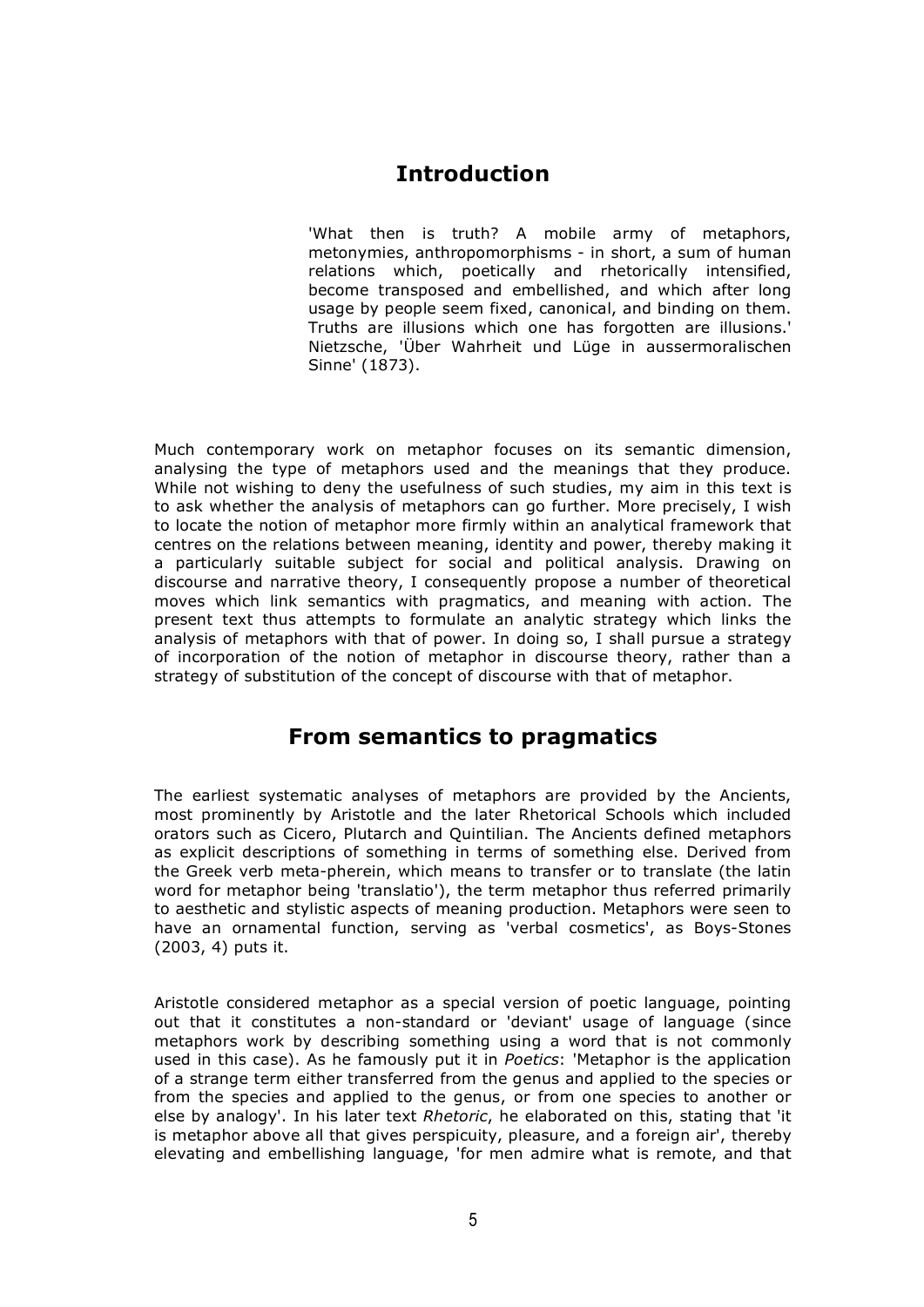# Introduction

> 'What then is truth? A mobile army of metaphors, metonymies, anthropomorphisms - in short, a sum of human relations which, poetically and rhetorically intensified, become transposed and embellished, and which after long usage by people seem fixed, canonical, and binding on them. Truths are illusions which one has forgotten are illusions.' Nietzsche, 'Über Wahrheit und Lüge in aussermoralischen Sinne' (1873).

Much contemporary work on metaphor focuses on its semantic dimension, analysing the type of metaphors used and the meanings that they produce. While not wishing to deny the usefulness of such studies, my aim in this text is to ask whether the analysis of metaphors can go further. More precisely, I wish to locate the notion of metaphor more firmly within an analytical framework that centres on the relations between meaning, identity and power, thereby making it a particularly suitable subject for social and political analysis. Drawing on discourse and narrative theory, I consequently propose a number of theoretical moves which link semantics with pragmatics, and meaning with action. The present text thus attempts to formulate an analytic strategy which links the analysis of metaphors with that of power. In doing so, I shall pursue a strategy of incorporation of the notion of metaphor in discourse theory, rather than a strategy of substitution of the concept of discourse with that of metaphor.

# From semantics to pragmatics

The earliest systematic analyses of metaphors are provided by the Ancients, most prominently by Aristotle and the later Rhetorical Schools which included orators such as Cicero, Plutarch and Quintilian. The Ancients defined metaphors as explicit descriptions of something in terms of something else. Derived from the Greek verb meta-pherein, which means to transfer or to translate (the latin word for metaphor being 'translatio'), the term metaphor thus referred primarily to aesthetic and stylistic aspects of meaning production. Metaphors were seen to have an ornamental function, serving as 'verbal cosmetics', as Boys-Stones (2003, 4) puts it.

Aristotle considered metaphor as a special version of poetic language, pointing out that it constitutes a non-standard or 'deviant' usage of language (since metaphors work by describing something using a word that is not commonly used in this case). As he famously put it in *Poetics*: 'Metaphor is the application of a strange term either transferred from the genus and applied to the species or from the species and applied to the genus, or from one species to another or else by analogy'. In his later text *Rhetoric*, he elaborated on this, stating that 'it is metaphor above all that gives perspicuity, pleasure, and a foreign air', thereby elevating and embellishing language, 'for men admire what is remote, and that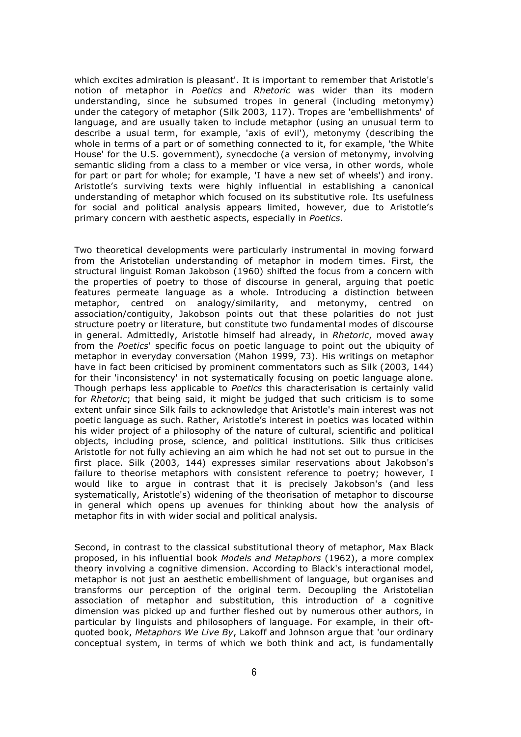which excites admiration is pleasant'. It is important to remember that Aristotle's notion of metaphor in *Poetics* and *Rhetoric* was wider than its modern understanding, since he subsumed tropes in general (including metonymy) under the category of metaphor (Silk 2003, 117). Tropes are 'embellishments' of language, and are usually taken to include metaphor (using an unusual term to describe a usual term, for example, 'axis of evil'), metonymy (describing the whole in terms of a part or of something connected to it, for example, 'the White House' for the U.S. government), synecdoche (a version of metonymy, involving semantic sliding from a class to a member or vice versa, in other words, whole for part or part for whole; for example, 'I have a new set of wheels') and irony. Aristotle's surviving texts were highly influential in establishing a canonical understanding of metaphor which focused on its substitutive role. Its usefulness for social and political analysis appears limited, however, due to Aristotle's primary concern with aesthetic aspects, especially in *Poetics*.

Two theoretical developments were particularly instrumental in moving forward from the Aristotelian understanding of metaphor in modern times. First, the structural linguist Roman Jakobson (1960) shifted the focus from a concern with the properties of poetry to those of discourse in general, arguing that poetic features permeate language as a whole. Introducing a distinction between metaphor, centred on analogy/similarity, and metonymy, centred on association/contiguity, Jakobson points out that these polarities do not just structure poetry or literature, but constitute two fundamental modes of discourse in general. Admittedly, Aristotle himself had already, in *Rhetoric*, moved away from the *Poetics*' specific focus on poetic language to point out the ubiquity of metaphor in everyday conversation (Mahon 1999, 73). His writings on metaphor have in fact been criticised by prominent commentators such as Silk (2003, 144) for their 'inconsistency' in not systematically focusing on poetic language alone. Though perhaps less applicable to *Poetics* this characterisation is certainly valid for *Rhetoric*; that being said, it might be judged that such criticism is to some extent unfair since Silk fails to acknowledge that Aristotle's main interest was not poetic language as such. Rather, Aristotle's interest in poetics was located within his wider project of a philosophy of the nature of cultural, scientific and political objects, including prose, science, and political institutions. Silk thus criticises Aristotle for not fully achieving an aim which he had not set out to pursue in the first place. Silk (2003, 144) expresses similar reservations about Jakobson's failure to theorise metaphors with consistent reference to poetry; however, I would like to argue in contrast that it is precisely Jakobson's (and less systematically, Aristotle's) widening of the theorisation of metaphor to discourse in general which opens up avenues for thinking about how the analysis of metaphor fits in with wider social and political analysis.

Second, in contrast to the classical substitutional theory of metaphor, Max Black proposed, in his influential book *Models and Metaphors* (1962), a more complex theory involving a cognitive dimension. According to Black's interactional model, metaphor is not just an aesthetic embellishment of language, but organises and transforms our perception of the original term. Decoupling the Aristotelian association of metaphor and substitution, this introduction of a cognitive dimension was picked up and further fleshed out by numerous other authors, in particular by linguists and philosophers of language. For example, in their oft-quoted book, *Metaphors We Live By*, Lakoff and Johnson argue that 'our ordinary conceptual system, in terms of which we both think and act, is fundamentally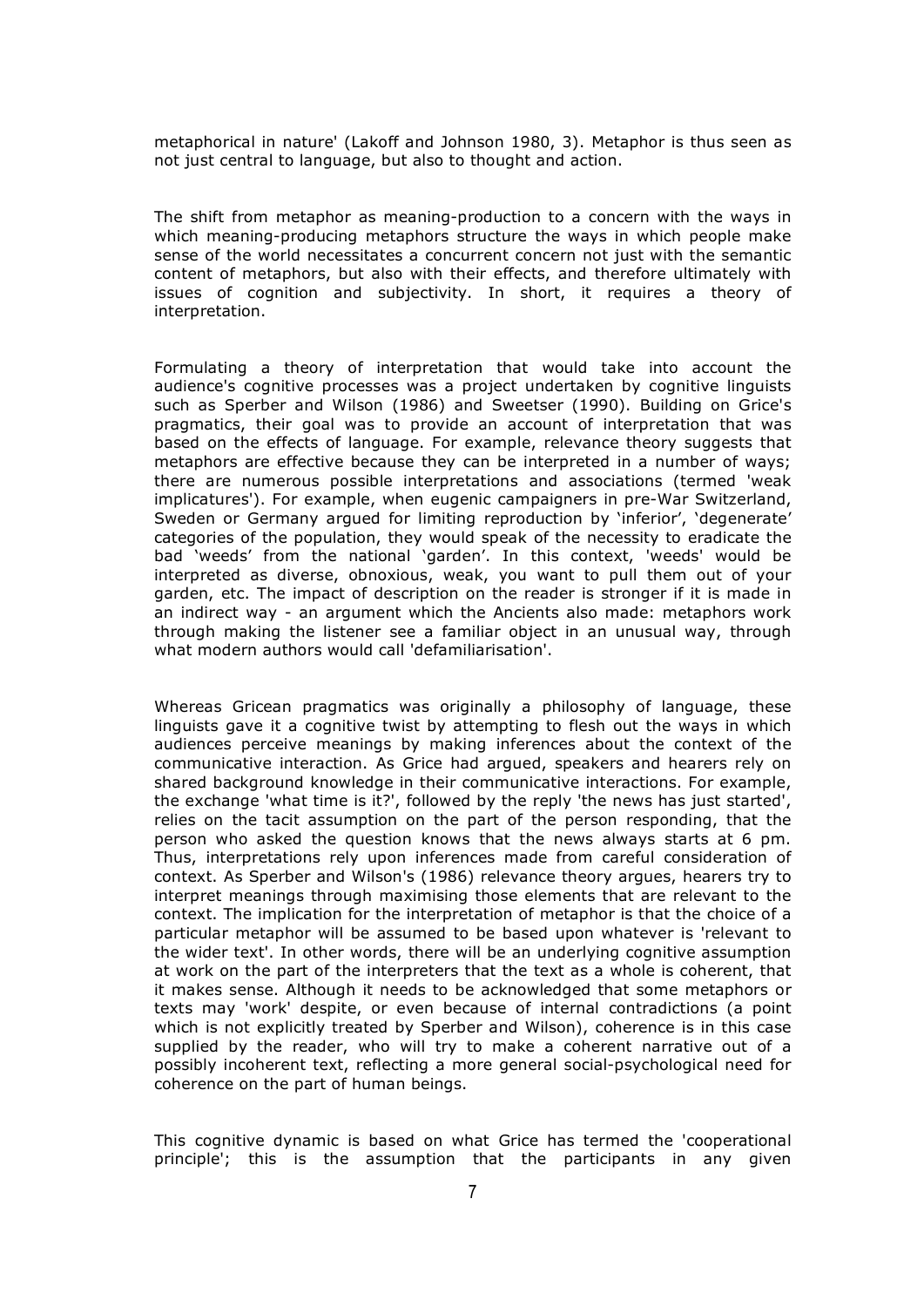metaphorical in nature' (Lakoff and Johnson 1980, 3). Metaphor is thus seen as not just central to language, but also to thought and action.

The shift from metaphor as meaning-production to a concern with the ways in which meaning-producing metaphors structure the ways in which people make sense of the world necessitates a concurrent concern not just with the semantic content of metaphors, but also with their effects, and therefore ultimately with issues of cognition and subjectivity. In short, it requires a theory of interpretation.

Formulating a theory of interpretation that would take into account the audience's cognitive processes was a project undertaken by cognitive linguists such as Sperber and Wilson (1986) and Sweetser (1990). Building on Grice's pragmatics, their goal was to provide an account of interpretation that was based on the effects of language. For example, relevance theory suggests that metaphors are effective because they can be interpreted in a number of ways; there are numerous possible interpretations and associations (termed 'weak implicatures'). For example, when eugenic campaigners in pre-War Switzerland, Sweden or Germany argued for limiting reproduction by 'inferior', 'degenerate' categories of the population, they would speak of the necessity to eradicate the bad 'weeds' from the national 'garden'. In this context, 'weeds' would be interpreted as diverse, obnoxious, weak, you want to pull them out of your garden, etc. The impact of description on the reader is stronger if it is made in an indirect way - an argument which the Ancients also made: metaphors work through making the listener see a familiar object in an unusual way, through what modern authors would call 'defamiliarisation'.

Whereas Gricean pragmatics was originally a philosophy of language, these linguists gave it a cognitive twist by attempting to flesh out the ways in which audiences perceive meanings by making inferences about the context of the communicative interaction. As Grice had argued, speakers and hearers rely on shared background knowledge in their communicative interactions. For example, the exchange 'what time is it?', followed by the reply 'the news has just started', relies on the tacit assumption on the part of the person responding, that the person who asked the question knows that the news always starts at 6 pm. Thus, interpretations rely upon inferences made from careful consideration of context. As Sperber and Wilson's (1986) relevance theory argues, hearers try to interpret meanings through maximising those elements that are relevant to the context. The implication for the interpretation of metaphor is that the choice of a particular metaphor will be assumed to be based upon whatever is 'relevant to the wider text'. In other words, there will be an underlying cognitive assumption at work on the part of the interpreters that the text as a whole is coherent, that it makes sense. Although it needs to be acknowledged that some metaphors or texts may 'work' despite, or even because of internal contradictions (a point which is not explicitly treated by Sperber and Wilson), coherence is in this case supplied by the reader, who will try to make a coherent narrative out of a possibly incoherent text, reflecting a more general social-psychological need for coherence on the part of human beings.

This cognitive dynamic is based on what Grice has termed the 'cooperational principle'; this is the assumption that the participants in any given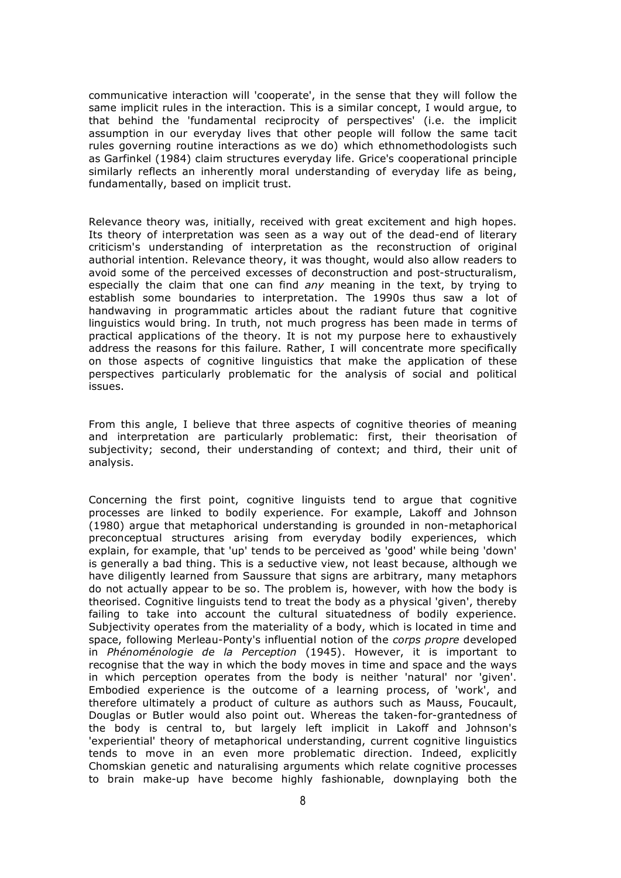communicative interaction will 'cooperate', in the sense that they will follow the same implicit rules in the interaction. This is a similar concept, I would argue, to that behind the 'fundamental reciprocity of perspectives' (i.e. the implicit assumption in our everyday lives that other people will follow the same tacit rules governing routine interactions as we do) which ethnomethodologists such as Garfinkel (1984) claim structures everyday life. Grice's cooperational principle similarly reflects an inherently moral understanding of everyday life as being, fundamentally, based on implicit trust.

Relevance theory was, initially, received with great excitement and high hopes. Its theory of interpretation was seen as a way out of the dead-end of literary criticism's understanding of interpretation as the reconstruction of original authorial intention. Relevance theory, it was thought, would also allow readers to avoid some of the perceived excesses of deconstruction and post-structuralism, especially the claim that one can find *any* meaning in the text, by trying to establish some boundaries to interpretation. The 1990s thus saw a lot of handwaving in programmatic articles about the radiant future that cognitive linguistics would bring. In truth, not much progress has been made in terms of practical applications of the theory. It is not my purpose here to exhaustively address the reasons for this failure. Rather, I will concentrate more specifically on those aspects of cognitive linguistics that make the application of these perspectives particularly problematic for the analysis of social and political issues.

From this angle, I believe that three aspects of cognitive theories of meaning and interpretation are particularly problematic: first, their theorisation of subjectivity; second, their understanding of context; and third, their unit of analysis.

Concerning the first point, cognitive linguists tend to argue that cognitive processes are linked to bodily experience. For example, Lakoff and Johnson (1980) argue that metaphorical understanding is grounded in non-metaphorical preconceptual structures arising from everyday bodily experiences, which explain, for example, that 'up' tends to be perceived as 'good' while being 'down' is generally a bad thing. This is a seductive view, not least because, although we have diligently learned from Saussure that signs are arbitrary, many metaphors do not actually appear to be so. The problem is, however, with how the body is theorised. Cognitive linguists tend to treat the body as a physical 'given', thereby failing to take into account the cultural situatedness of bodily experience. Subjectivity operates from the materiality of a body, which is located in time and space, following Merleau-Ponty's influential notion of the *corps propre* developed in *Phénoménologie de la Perception* (1945). However, it is important to recognise that the way in which the body moves in time and space and the ways in which perception operates from the body is neither 'natural' nor 'given'. Embodied experience is the outcome of a learning process, of 'work', and therefore ultimately a product of culture as authors such as Mauss, Foucault, Douglas or Butler would also point out. Whereas the taken-for-grantedness of the body is central to, but largely left implicit in Lakoff and Johnson's 'experiential' theory of metaphorical understanding, current cognitive linguistics tends to move in an even more problematic direction. Indeed, explicitly Chomskian genetic and naturalising arguments which relate cognitive processes to brain make-up have become highly fashionable, downplaying both the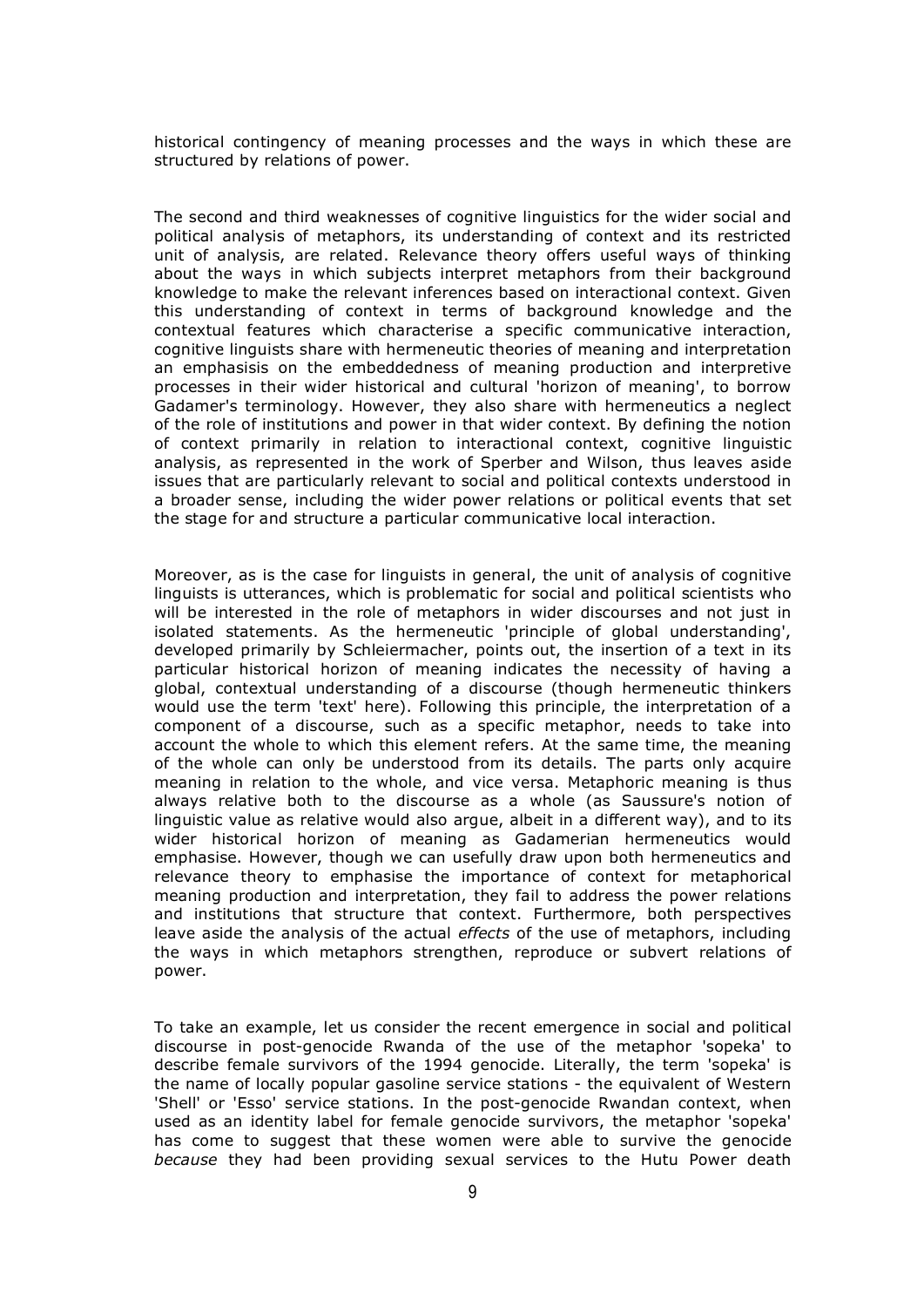historical contingency of meaning processes and the ways in which these are structured by relations of power.

The second and third weaknesses of cognitive linguistics for the wider social and political analysis of metaphors, its understanding of context and its restricted unit of analysis, are related. Relevance theory offers useful ways of thinking about the ways in which subjects interpret metaphors from their background knowledge to make the relevant inferences based on interactional context. Given this understanding of context in terms of background knowledge and the contextual features which characterise a specific communicative interaction, cognitive linguists share with hermeneutic theories of meaning and interpretation an emphasisis on the embeddedness of meaning production and interpretive processes in their wider historical and cultural 'horizon of meaning', to borrow Gadamer's terminology. However, they also share with hermeneutics a neglect of the role of institutions and power in that wider context. By defining the notion of context primarily in relation to interactional context, cognitive linguistic analysis, as represented in the work of Sperber and Wilson, thus leaves aside issues that are particularly relevant to social and political contexts understood in a broader sense, including the wider power relations or political events that set the stage for and structure a particular communicative local interaction.

Moreover, as is the case for linguists in general, the unit of analysis of cognitive linguists is utterances, which is problematic for social and political scientists who will be interested in the role of metaphors in wider discourses and not just in isolated statements. As the hermeneutic 'principle of global understanding', developed primarily by Schleiermacher, points out, the insertion of a text in its particular historical horizon of meaning indicates the necessity of having a global, contextual understanding of a discourse (though hermeneutic thinkers would use the term 'text' here). Following this principle, the interpretation of a component of a discourse, such as a specific metaphor, needs to take into account the whole to which this element refers. At the same time, the meaning of the whole can only be understood from its details. The parts only acquire meaning in relation to the whole, and vice versa. Metaphoric meaning is thus always relative both to the discourse as a whole (as Saussure's notion of linguistic value as relative would also argue, albeit in a different way), and to its wider historical horizon of meaning as Gadamerian hermeneutics would emphasise. However, though we can usefully draw upon both hermeneutics and relevance theory to emphasise the importance of context for metaphorical meaning production and interpretation, they fail to address the power relations and institutions that structure that context. Furthermore, both perspectives leave aside the analysis of the actual *effects* of the use of metaphors, including the ways in which metaphors strengthen, reproduce or subvert relations of power.

To take an example, let us consider the recent emergence in social and political discourse in post-genocide Rwanda of the use of the metaphor 'sopeka' to describe female survivors of the 1994 genocide. Literally, the term 'sopeka' is the name of locally popular gasoline service stations - the equivalent of Western 'Shell' or 'Esso' service stations. In the post-genocide Rwandan context, when used as an identity label for female genocide survivors, the metaphor 'sopeka' has come to suggest that these women were able to survive the genocide *because* they had been providing sexual services to the Hutu Power death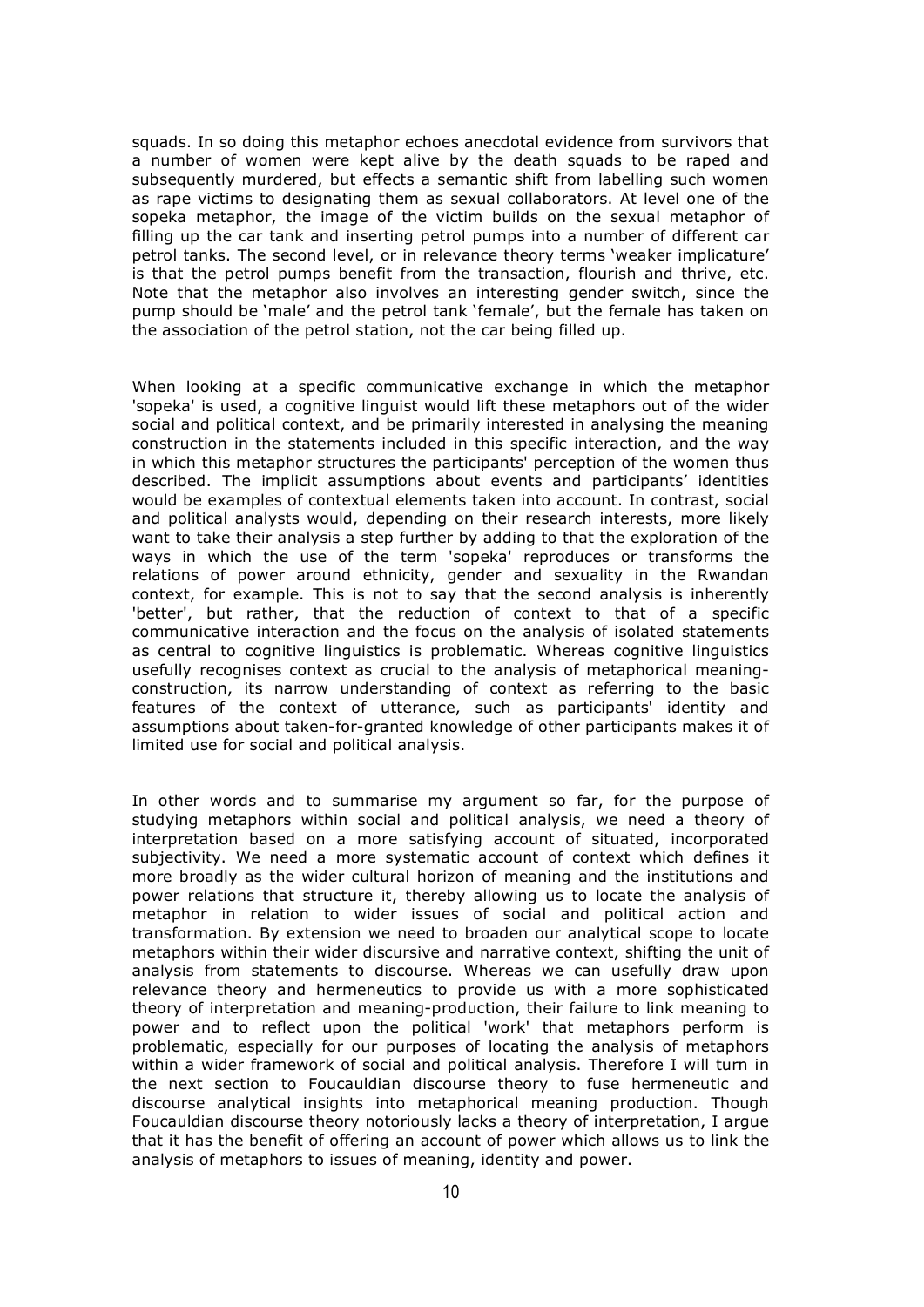squads. In so doing this metaphor echoes anecdotal evidence from survivors that a number of women were kept alive by the death squads to be raped and subsequently murdered, but effects a semantic shift from labelling such women as rape victims to designating them as sexual collaborators. At level one of the sopeka metaphor, the image of the victim builds on the sexual metaphor of filling up the car tank and inserting petrol pumps into a number of different car petrol tanks. The second level, or in relevance theory terms 'weaker implicature' is that the petrol pumps benefit from the transaction, flourish and thrive, etc. Note that the metaphor also involves an interesting gender switch, since the pump should be 'male' and the petrol tank 'female', but the female has taken on the association of the petrol station, not the car being filled up.

When looking at a specific communicative exchange in which the metaphor 'sopeka' is used, a cognitive linguist would lift these metaphors out of the wider social and political context, and be primarily interested in analysing the meaning construction in the statements included in this specific interaction, and the way in which this metaphor structures the participants' perception of the women thus described. The implicit assumptions about events and participants' identities would be examples of contextual elements taken into account. In contrast, social and political analysts would, depending on their research interests, more likely want to take their analysis a step further by adding to that the exploration of the ways in which the use of the term 'sopeka' reproduces or transforms the relations of power around ethnicity, gender and sexuality in the Rwandan context, for example. This is not to say that the second analysis is inherently 'better', but rather, that the reduction of context to that of a specific communicative interaction and the focus on the analysis of isolated statements as central to cognitive linguistics is problematic. Whereas cognitive linguistics usefully recognises context as crucial to the analysis of metaphorical meaning-construction, its narrow understanding of context as referring to the basic features of the context of utterance, such as participants' identity and assumptions about taken-for-granted knowledge of other participants makes it of limited use for social and political analysis.

In other words and to summarise my argument so far, for the purpose of studying metaphors within social and political analysis, we need a theory of interpretation based on a more satisfying account of situated, incorporated subjectivity. We need a more systematic account of context which defines it more broadly as the wider cultural horizon of meaning and the institutions and power relations that structure it, thereby allowing us to locate the analysis of metaphor in relation to wider issues of social and political action and transformation. By extension we need to broaden our analytical scope to locate metaphors within their wider discursive and narrative context, shifting the unit of analysis from statements to discourse. Whereas we can usefully draw upon relevance theory and hermeneutics to provide us with a more sophisticated theory of interpretation and meaning-production, their failure to link meaning to power and to reflect upon the political 'work' that metaphors perform is problematic, especially for our purposes of locating the analysis of metaphors within a wider framework of social and political analysis. Therefore I will turn in the next section to Foucauldian discourse theory to fuse hermeneutic and discourse analytical insights into metaphorical meaning production. Though Foucauldian discourse theory notoriously lacks a theory of interpretation, I argue that it has the benefit of offering an account of power which allows us to link the analysis of metaphors to issues of meaning, identity and power.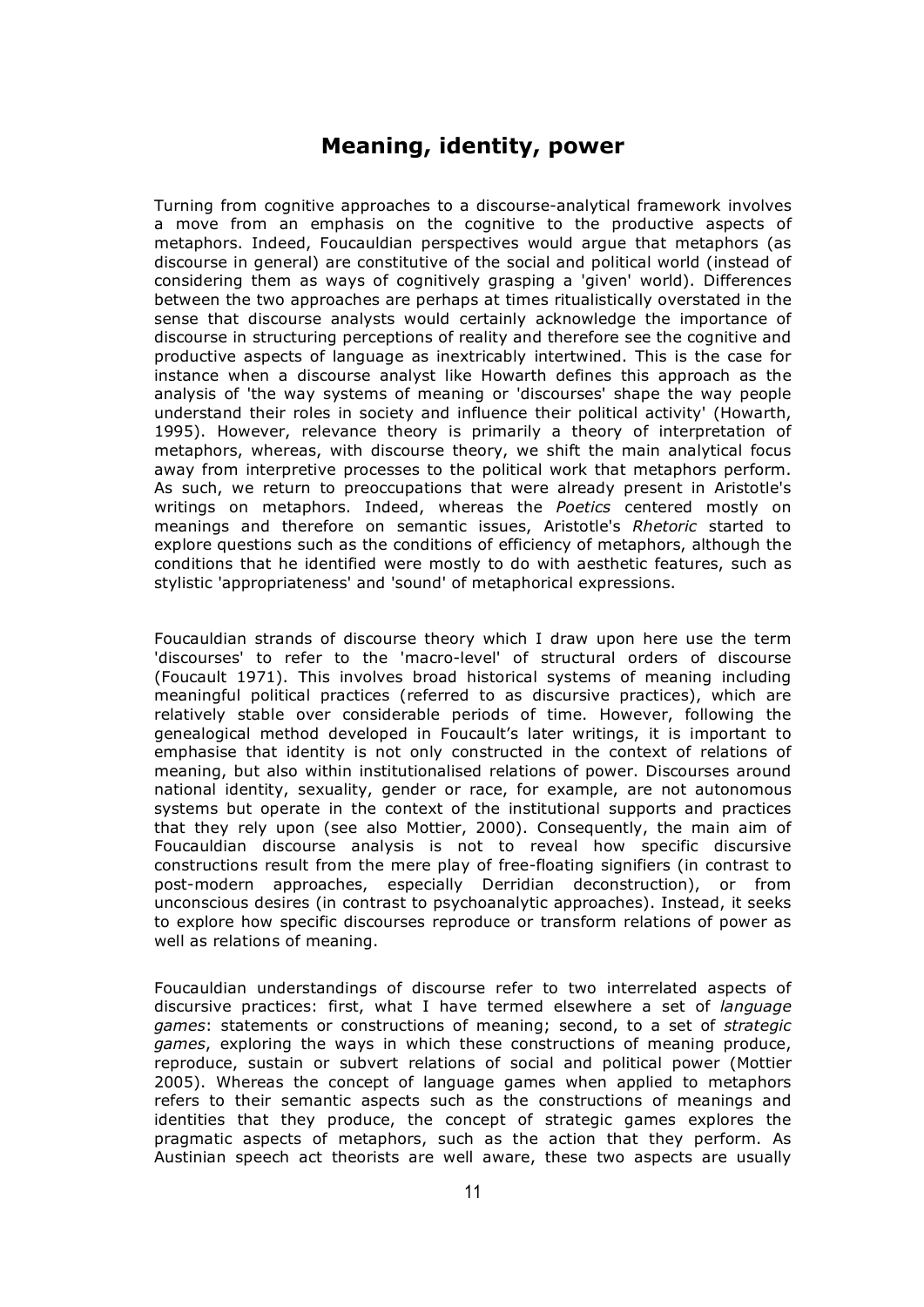# Meaning, identity, power

Turning from cognitive approaches to a discourse-analytical framework involves a move from an emphasis on the cognitive to the productive aspects of metaphors. Indeed, Foucauldian perspectives would argue that metaphors (as discourse in general) are constitutive of the social and political world (instead of considering them as ways of cognitively grasping a 'given' world). Differences between the two approaches are perhaps at times ritualistically overstated in the sense that discourse analysts would certainly acknowledge the importance of discourse in structuring perceptions of reality and therefore see the cognitive and productive aspects of language as inextricably intertwined. This is the case for instance when a discourse analyst like Howarth defines this approach as the analysis of 'the way systems of meaning or 'discourses' shape the way people understand their roles in society and influence their political activity' (Howarth, 1995). However, relevance theory is primarily a theory of interpretation of metaphors, whereas, with discourse theory, we shift the main analytical focus away from interpretive processes to the political work that metaphors perform. As such, we return to preoccupations that were already present in Aristotle's writings on metaphors. Indeed, whereas the *Poetics* centered mostly on meanings and therefore on semantic issues, Aristotle's *Rhetoric* started to explore questions such as the conditions of efficiency of metaphors, although the conditions that he identified were mostly to do with aesthetic features, such as stylistic 'appropriateness' and 'sound' of metaphorical expressions.

Foucauldian strands of discourse theory which I draw upon here use the term 'discourses' to refer to the 'macro-level' of structural orders of discourse (Foucault 1971). This involves broad historical systems of meaning including meaningful political practices (referred to as discursive practices), which are relatively stable over considerable periods of time. However, following the genealogical method developed in Foucault's later writings, it is important to emphasise that identity is not only constructed in the context of relations of meaning, but also within institutionalised relations of power. Discourses around national identity, sexuality, gender or race, for example, are not autonomous systems but operate in the context of the institutional supports and practices that they rely upon (see also Mottier, 2000). Consequently, the main aim of Foucauldian discourse analysis is not to reveal how specific discursive constructions result from the mere play of free-floating signifiers (in contrast to post-modern approaches, especially Derridian deconstruction), or from unconscious desires (in contrast to psychoanalytic approaches). Instead, it seeks to explore how specific discourses reproduce or transform relations of power as well as relations of meaning.

Foucauldian understandings of discourse refer to two interrelated aspects of discursive practices: first, what I have termed elsewhere a set of *language games*: statements or constructions of meaning; second, to a set of *strategic games*, exploring the ways in which these constructions of meaning produce, reproduce, sustain or subvert relations of social and political power (Mottier 2005). Whereas the concept of language games when applied to metaphors refers to their semantic aspects such as the constructions of meanings and identities that they produce, the concept of strategic games explores the pragmatic aspects of metaphors, such as the action that they perform. As Austinian speech act theorists are well aware, these two aspects are usually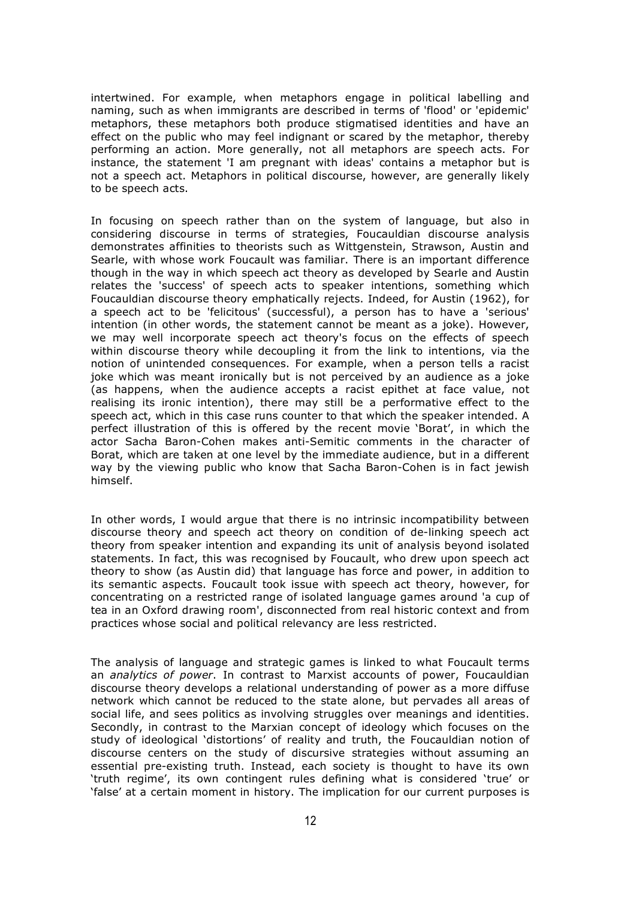intertwined. For example, when metaphors engage in political labelling and naming, such as when immigrants are described in terms of 'flood' or 'epidemic' metaphors, these metaphors both produce stigmatised identities and have an effect on the public who may feel indignant or scared by the metaphor, thereby performing an action. More generally, not all metaphors are speech acts. For instance, the statement 'I am pregnant with ideas' contains a metaphor but is not a speech act. Metaphors in political discourse, however, are generally likely to be speech acts.

In focusing on speech rather than on the system of language, but also in considering discourse in terms of strategies, Foucauldian discourse analysis demonstrates affinities to theorists such as Wittgenstein, Strawson, Austin and Searle, with whose work Foucault was familiar. There is an important difference though in the way in which speech act theory as developed by Searle and Austin relates the 'success' of speech acts to speaker intentions, something which Foucauldian discourse theory emphatically rejects. Indeed, for Austin (1962), for a speech act to be 'felicitous' (successful), a person has to have a 'serious' intention (in other words, the statement cannot be meant as a joke). However, we may well incorporate speech act theory's focus on the effects of speech within discourse theory while decoupling it from the link to intentions, via the notion of unintended consequences. For example, when a person tells a racist joke which was meant ironically but is not perceived by an audience as a joke (as happens, when the audience accepts a racist epithet at face value, not realising its ironic intention), there may still be a performative effect to the speech act, which in this case runs counter to that which the speaker intended. A perfect illustration of this is offered by the recent movie 'Borat', in which the actor Sacha Baron-Cohen makes anti-Semitic comments in the character of Borat, which are taken at one level by the immediate audience, but in a different way by the viewing public who know that Sacha Baron-Cohen is in fact jewish himself.

In other words, I would argue that there is no intrinsic incompatibility between discourse theory and speech act theory on condition of de-linking speech act theory from speaker intention and expanding its unit of analysis beyond isolated statements. In fact, this was recognised by Foucault, who drew upon speech act theory to show (as Austin did) that language has force and power, in addition to its semantic aspects. Foucault took issue with speech act theory, however, for concentrating on a restricted range of isolated language games around 'a cup of tea in an Oxford drawing room', disconnected from real historic context and from practices whose social and political relevancy are less restricted.

The analysis of language and strategic games is linked to what Foucault terms an *analytics of power*. In contrast to Marxist accounts of power, Foucauldian discourse theory develops a relational understanding of power as a more diffuse network which cannot be reduced to the state alone, but pervades all areas of social life, and sees politics as involving struggles over meanings and identities. Secondly, in contrast to the Marxian concept of ideology which focuses on the study of ideological 'distortions' of reality and truth, the Foucauldian notion of discourse centers on the study of discursive strategies without assuming an essential pre-existing truth. Instead, each society is thought to have its own 'truth regime', its own contingent rules defining what is considered 'true' or 'false' at a certain moment in history. The implication for our current purposes is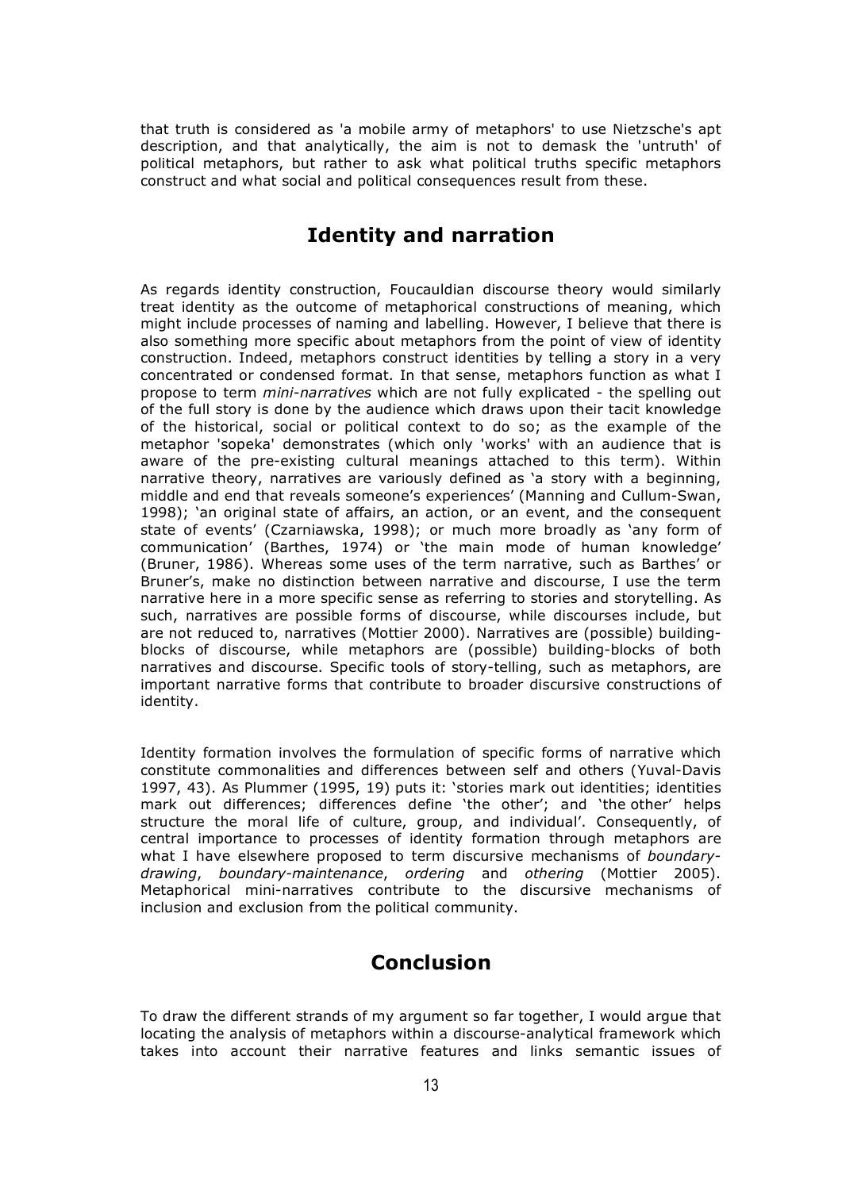that truth is considered as 'a mobile army of metaphors' to use Nietzsche's apt description, and that analytically, the aim is not to demask the 'untruth' of political metaphors, but rather to ask what political truths specific metaphors construct and what social and political consequences result from these.

## Identity and narration

As regards identity construction, Foucauldian discourse theory would similarly treat identity as the outcome of metaphorical constructions of meaning, which might include processes of naming and labelling. However, I believe that there is also something more specific about metaphors from the point of view of identity construction. Indeed, metaphors construct identities by telling a story in a very concentrated or condensed format. In that sense, metaphors function as what I propose to term *mini-narratives* which are not fully explicated - the spelling out of the full story is done by the audience which draws upon their tacit knowledge of the historical, social or political context to do so; as the example of the metaphor 'sopeka' demonstrates (which only 'works' with an audience that is aware of the pre-existing cultural meanings attached to this term). Within narrative theory, narratives are variously defined as 'a story with a beginning, middle and end that reveals someone's experiences' (Manning and Cullum-Swan, 1998); 'an original state of affairs, an action, or an event, and the consequent state of events' (Czarniawska, 1998); or much more broadly as 'any form of communication' (Barthes, 1974) or 'the main mode of human knowledge' (Bruner, 1986). Whereas some uses of the term narrative, such as Barthes' or Bruner's, make no distinction between narrative and discourse, I use the term narrative here in a more specific sense as referring to stories and storytelling. As such, narratives are possible forms of discourse, while discourses include, but are not reduced to, narratives (Mottier 2000). Narratives are (possible) building-blocks of discourse, while metaphors are (possible) building-blocks of both narratives and discourse. Specific tools of story-telling, such as metaphors, are important narrative forms that contribute to broader discursive constructions of identity.

Identity formation involves the formulation of specific forms of narrative which constitute commonalities and differences between self and others (Yuval-Davis 1997, 43). As Plummer (1995, 19) puts it: 'stories mark out identities; identities mark out differences; differences define 'the other'; and 'the other' helps structure the moral life of culture, group, and individual'. Consequently, of central importance to processes of identity formation through metaphors are what I have elsewhere proposed to term discursive mechanisms of *boundary-drawing*, *boundary-maintenance*, *ordering* and *othering* (Mottier 2005). Metaphorical mini-narratives contribute to the discursive mechanisms of inclusion and exclusion from the political community.

## Conclusion

To draw the different strands of my argument so far together, I would argue that locating the analysis of metaphors within a discourse-analytical framework which takes into account their narrative features and links semantic issues of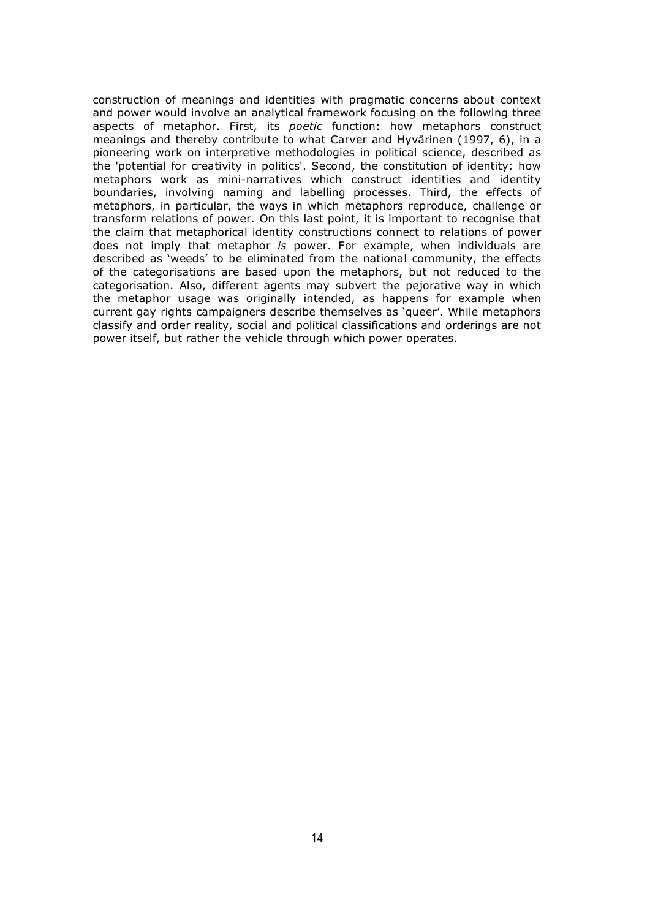construction of meanings and identities with pragmatic concerns about context and power would involve an analytical framework focusing on the following three aspects of metaphor. First, its *poetic* function: how metaphors construct meanings and thereby contribute to what Carver and Hyvärinen (1997, 6), in a pioneering work on interpretive methodologies in political science, described as the 'potential for creativity in politics'. Second, the constitution of identity: how metaphors work as mini-narratives which construct identities and identity boundaries, involving naming and labelling processes. Third, the effects of metaphors, in particular, the ways in which metaphors reproduce, challenge or transform relations of power. On this last point, it is important to recognise that the claim that metaphorical identity constructions connect to relations of power does not imply that metaphor *is* power. For example, when individuals are described as 'weeds' to be eliminated from the national community, the effects of the categorisations are based upon the metaphors, but not reduced to the categorisation. Also, different agents may subvert the pejorative way in which the metaphor usage was originally intended, as happens for example when current gay rights campaigners describe themselves as 'queer'. While metaphors classify and order reality, social and political classifications and orderings are not power itself, but rather the vehicle through which power operates.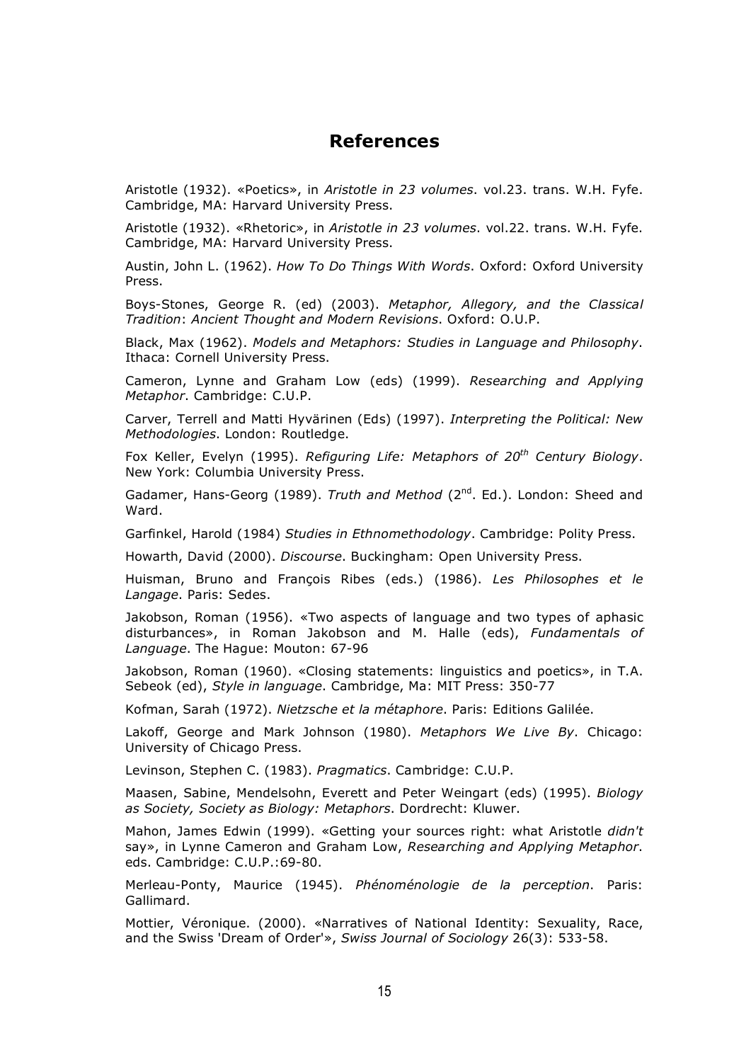## References

Aristotle (1932). «Poetics», in *Aristotle in 23 volumes*. vol.23. trans. W.H. Fyfe. Cambridge, MA: Harvard University Press.

Aristotle (1932). «Rhetoric», in *Aristotle in 23 volumes*. vol.22. trans. W.H. Fyfe. Cambridge, MA: Harvard University Press.

Austin, John L. (1962). *How To Do Things With Words*. Oxford: Oxford University Press.

Boys-Stones, George R. (ed) (2003). *Metaphor, Allegory, and the Classical Tradition*: *Ancient Thought and Modern Revisions*. Oxford: O.U.P.

Black, Max (1962). *Models and Metaphors: Studies in Language and Philosophy*. Ithaca: Cornell University Press.

Cameron, Lynne and Graham Low (eds) (1999). *Researching and Applying Metaphor*. Cambridge: C.U.P.

Carver, Terrell and Matti Hyvärinen (Eds) (1997). *Interpreting the Political: New Methodologies*. London: Routledge.

Fox Keller, Evelyn (1995). *Refiguring Life: Metaphors of 20th Century Biology*. New York: Columbia University Press.

Gadamer, Hans-Georg (1989). *Truth and Method* (2nd. Ed.). London: Sheed and Ward.

Garfinkel, Harold (1984) *Studies in Ethnomethodology*. Cambridge: Polity Press.

Howarth, David (2000). *Discourse*. Buckingham: Open University Press.

Huisman, Bruno and François Ribes (eds.) (1986). *Les Philosophes et le Langage*. Paris: Sedes.

Jakobson, Roman (1956). «Two aspects of language and two types of aphasic disturbances», in Roman Jakobson and M. Halle (eds), *Fundamentals of Language*. The Hague: Mouton: 67-96

Jakobson, Roman (1960). «Closing statements: linguistics and poetics», in T.A. Sebeok (ed), *Style in language*. Cambridge, Ma: MIT Press: 350-77

Kofman, Sarah (1972). *Nietzsche et la métaphore*. Paris: Editions Galilée.

Lakoff, George and Mark Johnson (1980). *Metaphors We Live By*. Chicago: University of Chicago Press.

Levinson, Stephen C. (1983). *Pragmatics*. Cambridge: C.U.P.

Maasen, Sabine, Mendelsohn, Everett and Peter Weingart (eds) (1995). *Biology as Society, Society as Biology: Metaphors*. Dordrecht: Kluwer.

Mahon, James Edwin (1999). «Getting your sources right: what Aristotle *didn't* say», in Lynne Cameron and Graham Low, *Researching and Applying Metaphor*. eds. Cambridge: C.U.P.:69-80.

Merleau-Ponty, Maurice (1945). *Phénoménologie de la perception*. Paris: Gallimard.

Mottier, Véronique. (2000). «Narratives of National Identity: Sexuality, Race, and the Swiss 'Dream of Order'», *Swiss Journal of Sociology* 26(3): 533-58.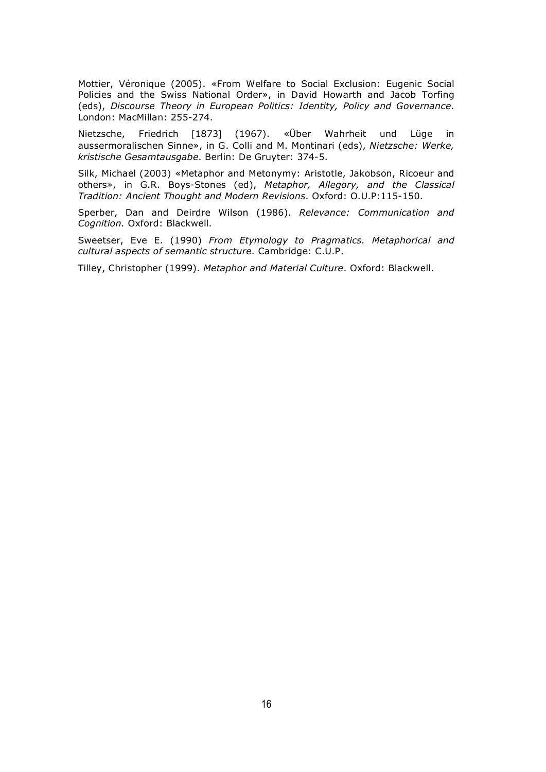Mottier, Véronique (2005). «From Welfare to Social Exclusion: Eugenic Social Policies and the Swiss National Order», in David Howarth and Jacob Torfing (eds), *Discourse Theory in European Politics: Identity, Policy and Governance*. London: MacMillan: 255-274.

Nietzsche, Friedrich [1873] (1967). «Über Wahrheit und Lüge in aussermoralischen Sinne», in G. Colli and M. Montinari (eds), *Nietzsche: Werke, kristische Gesamtausgabe*. Berlin: De Gruyter: 374-5.

Silk, Michael (2003) «Metaphor and Metonymy: Aristotle, Jakobson, Ricoeur and others», in G.R. Boys-Stones (ed), *Metaphor, Allegory, and the Classical Tradition: Ancient Thought and Modern Revisions*. Oxford: O.U.P:115-150.

Sperber, Dan and Deirdre Wilson (1986). *Relevance: Communication and Cognition.* Oxford: Blackwell.

Sweetser, Eve E. (1990) *From Etymology to Pragmatics. Metaphorical and cultural aspects of semantic structure*. Cambridge: C.U.P.

Tilley, Christopher (1999). *Metaphor and Material Culture*. Oxford: Blackwell.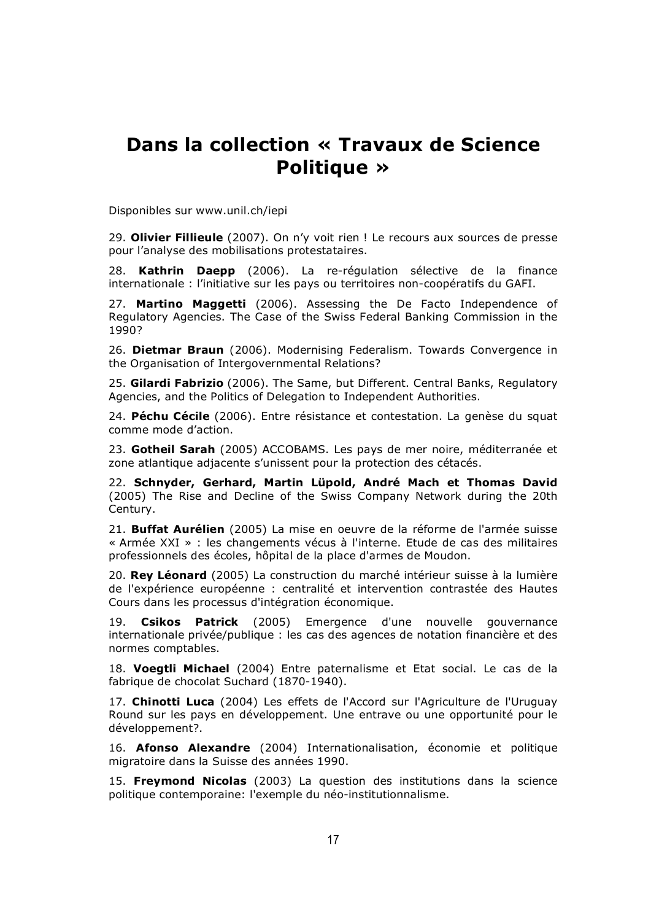# Dans la collection « Travaux de Science Politique »

Disponibles sur www.unil.ch/iepi

29. **Olivier Fillieule** (2007). On n'y voit rien ! Le recours aux sources de presse pour l'analyse des mobilisations protestataires.

28. **Kathrin Daepp** (2006). La re-régulation sélective de la finance internationale : l'initiative sur les pays ou territoires non-coopératifs du GAFI.

27. **Martino Maggetti** (2006). Assessing the De Facto Independence of Regulatory Agencies. The Case of the Swiss Federal Banking Commission in the 1990?

26. **Dietmar Braun** (2006). Modernising Federalism. Towards Convergence in the Organisation of Intergovernmental Relations?

25. **Gilardi Fabrizio** (2006). The Same, but Different. Central Banks, Regulatory Agencies, and the Politics of Delegation to Independent Authorities.

24. **Péchu Cécile** (2006). Entre résistance et contestation. La genèse du squat comme mode d'action.

23. **Gotheil Sarah** (2005) ACCOBAMS. Les pays de mer noire, méditerranée et zone atlantique adjacente s'unissent pour la protection des cétacés.

22. **Schnyder, Gerhard, Martin Lüpold, André Mach et Thomas David** (2005) The Rise and Decline of the Swiss Company Network during the 20th Century.

21. **Buffat Aurélien** (2005) La mise en oeuvre de la réforme de l'armée suisse « Armée XXI » : les changements vécus à l'interne. Etude de cas des militaires professionnels des écoles, hôpital de la place d'armes de Moudon.

20. **Rey Léonard** (2005) La construction du marché intérieur suisse à la lumière de l'expérience européenne : centralité et intervention contrastée des Hautes Cours dans les processus d'intégration économique.

19. **Csikos Patrick** (2005) Emergence d'une nouvelle gouvernance internationale privée/publique : les cas des agences de notation financière et des normes comptables.

18. **Voegtli Michael** (2004) Entre paternalisme et Etat social. Le cas de la fabrique de chocolat Suchard (1870-1940).

17. **Chinotti Luca** (2004) Les effets de l'Accord sur l'Agriculture de l'Uruguay Round sur les pays en développement. Une entrave ou une opportunité pour le développement?.

16. **Afonso Alexandre** (2004) Internationalisation, économie et politique migratoire dans la Suisse des années 1990.

15. **Freymond Nicolas** (2003) La question des institutions dans la science politique contemporaine: l'exemple du néo-institutionnalisme.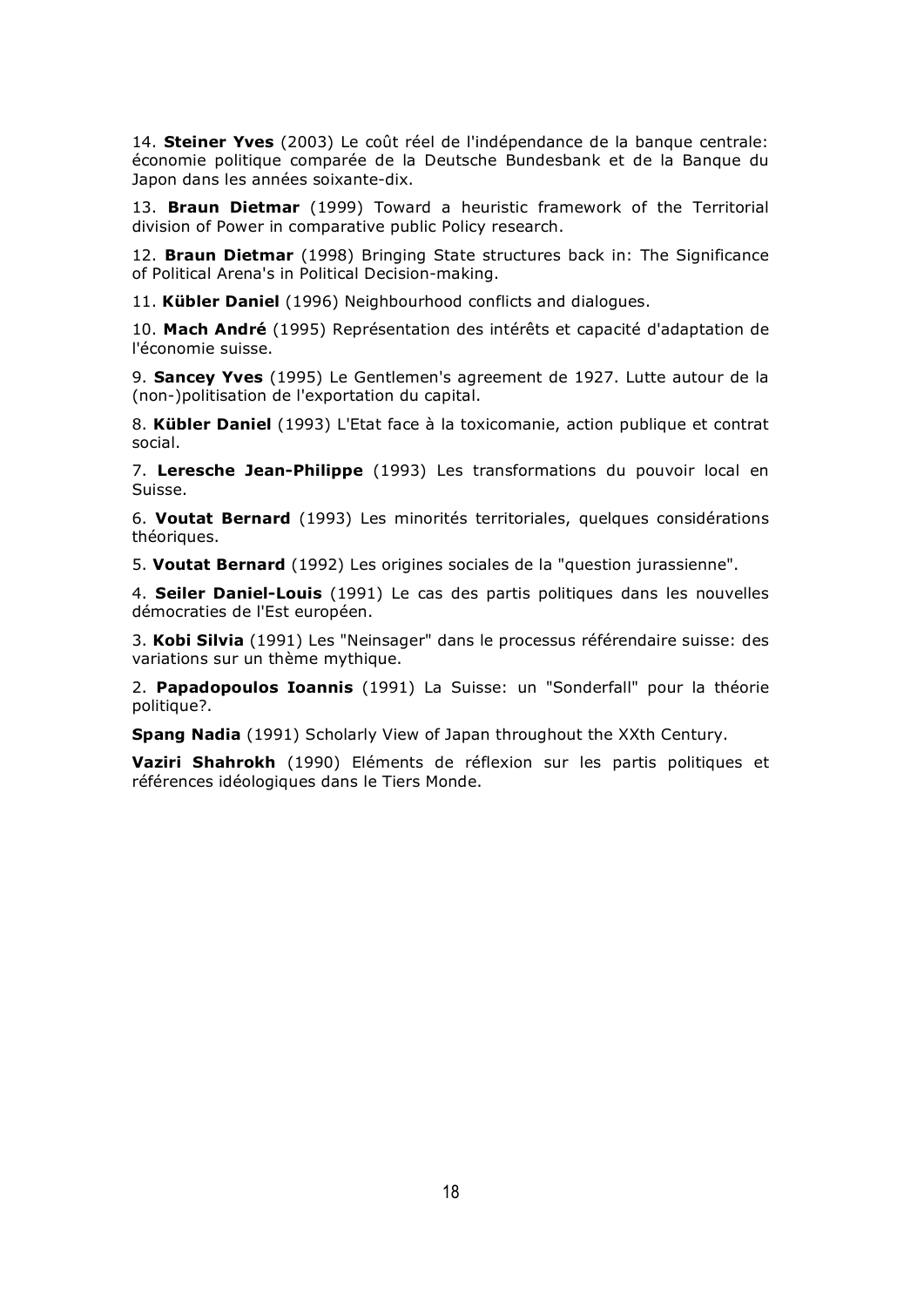14. **Steiner Yves** (2003) Le coût réel de l'indépendance de la banque centrale: économie politique comparée de la Deutsche Bundesbank et de la Banque du Japon dans les années soixante-dix.

13. **Braun Dietmar** (1999) Toward a heuristic framework of the Territorial division of Power in comparative public Policy research.

12. **Braun Dietmar** (1998) Bringing State structures back in: The Significance of Political Arena's in Political Decision-making.

11. **Kübler Daniel** (1996) Neighbourhood conflicts and dialogues.

10. **Mach André** (1995) Représentation des intérêts et capacité d'adaptation de l'économie suisse.

9. **Sancey Yves** (1995) Le Gentlemen's agreement de 1927. Lutte autour de la (non-)politisation de l'exportation du capital.

8. **Kübler Daniel** (1993) L'Etat face à la toxicomanie, action publique et contrat social.

7. **Leresche Jean-Philippe** (1993) Les transformations du pouvoir local en Suisse.

6. **Voutat Bernard** (1993) Les minorités territoriales, quelques considérations théoriques.

5. **Voutat Bernard** (1992) Les origines sociales de la "question jurassienne".

4. **Seiler Daniel-Louis** (1991) Le cas des partis politiques dans les nouvelles démocraties de l'Est européen.

3. **Kobi Silvia** (1991) Les "Neinsager" dans le processus référendaire suisse: des variations sur un thème mythique.

2. **Papadopoulos Ioannis** (1991) La Suisse: un "Sonderfall" pour la théorie politique?.

**Spang Nadia** (1991) Scholarly View of Japan throughout the XXth Century.

**Vaziri Shahrokh** (1990) Eléments de réflexion sur les partis politiques et références idéologiques dans le Tiers Monde.